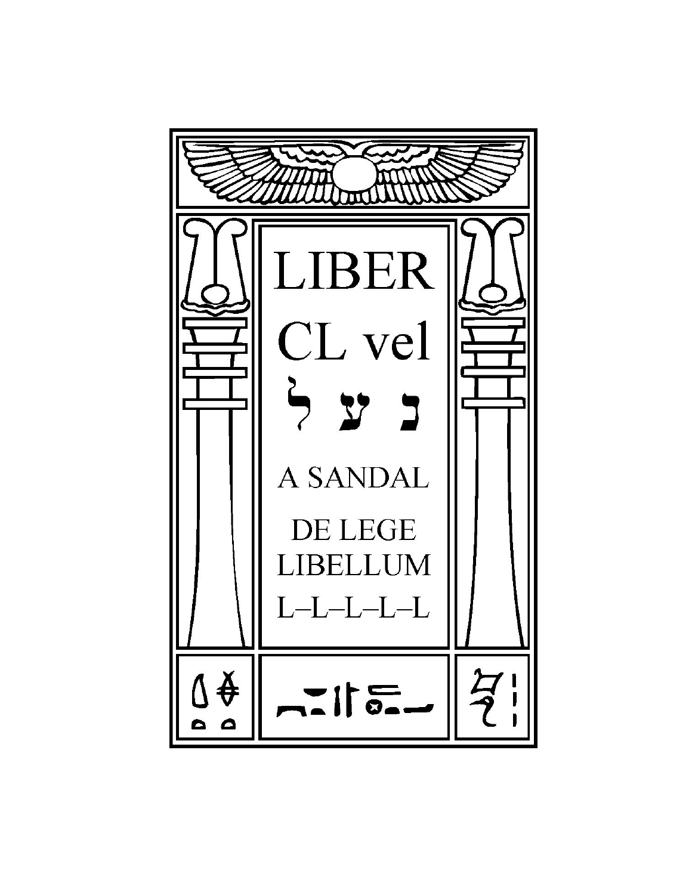# LIBER

# CL vel

# נעל

## A SANDAL

## DE LEGE LIBELLUM

## L–L–L–L–L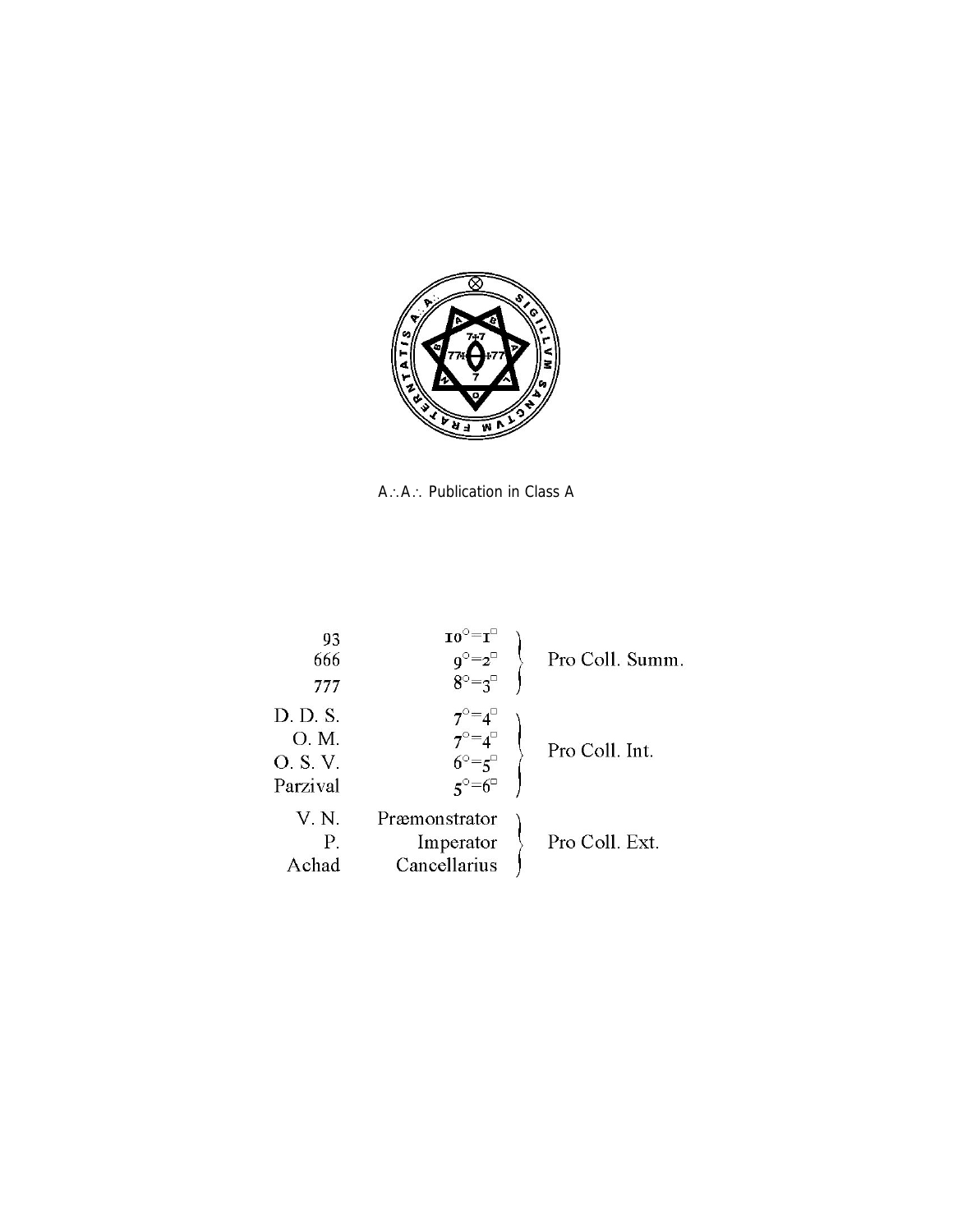A∴A∴ Publication in Class A

| | | |
|---|---|---|
| 93 | $10^{\circ}=1^{\square}$ | Pro Coll. Summ. |
| 666 | $9^{\circ}=2^{\square}$ | |
| 777 | $8^{\circ}=3^{\square}$ | |
| D. D. S. | $7^{\circ}=4^{\square}$ | Pro Coll. Int. |
| O. M. | $7^{\circ}=4^{\square}$ | |
| O. S. V. | $6^{\circ}=5^{\square}$ | |
| Parzival | $5^{\circ}=6^{\square}$ | |
| V. N. | Præmonstrator | Pro Coll. Ext. |
| P. | Imperator | |
| Achad | Cancellarius | |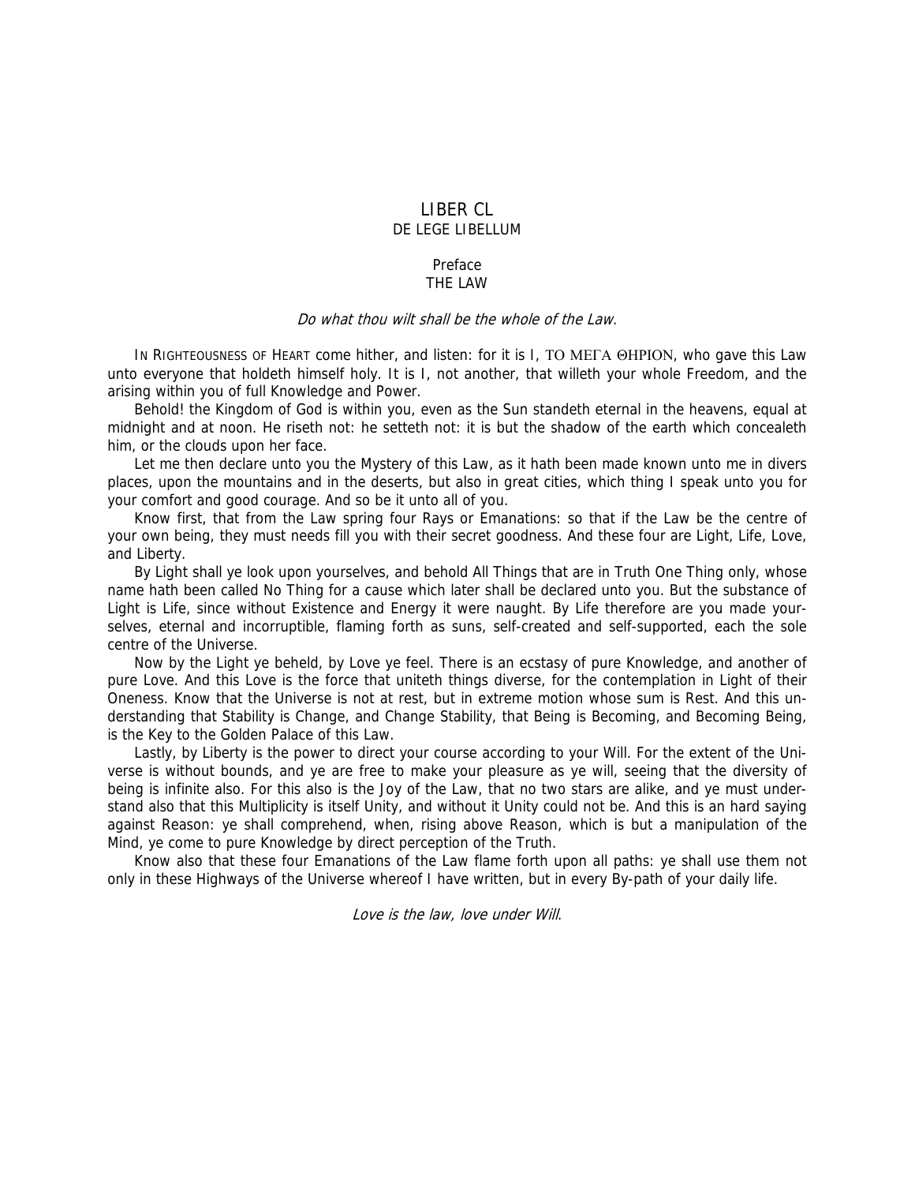# LIBER CL

## DE LEGE LIBELLUM

### Preface

### THE LAW

*Do what thou wilt shall be the whole of the Law.*

IN RIGHTEOUSNESS OF HEART come hither, and listen: for it is I, ΤΟ ΜΕΓΑ ΘΗΡΙΟΝ, who gave this Law unto everyone that holdeth himself holy. It is I, not another, that willeth your whole Freedom, and the arising within you of full Knowledge and Power.

Behold! the Kingdom of God is within you, even as the Sun standeth eternal in the heavens, equal at midnight and at noon. He riseth not: he setteth not: it is but the shadow of the earth which concealeth him, or the clouds upon her face.

Let me then declare unto you the Mystery of this Law, as it hath been made known unto me in divers places, upon the mountains and in the deserts, but also in great cities, which thing I speak unto you for your comfort and good courage. And so be it unto all of you.

Know first, that from the Law spring four Rays or Emanations: so that if the Law be the centre of your own being, they must needs fill you with their secret goodness. And these four are Light, Life, Love, and Liberty.

By Light shall ye look upon yourselves, and behold All Things that are in Truth One Thing only, whose name hath been called No Thing for a cause which later shall be declared unto you. But the substance of Light is Life, since without Existence and Energy it were naught. By Life therefore are you made yourselves, eternal and incorruptible, flaming forth as suns, self-created and self-supported, each the sole centre of the Universe.

Now by the Light ye beheld, by Love ye feel. There is an ecstasy of pure Knowledge, and another of pure Love. And this Love is the force that uniteth things diverse, for the contemplation in Light of their Oneness. Know that the Universe is not at rest, but in extreme motion whose sum is Rest. And this understanding that Stability is Change, and Change Stability, that Being is Becoming, and Becoming Being, is the Key to the Golden Palace of this Law.

Lastly, by Liberty is the power to direct your course according to your Will. For the extent of the Universe is without bounds, and ye are free to make your pleasure as ye will, seeing that the diversity of being is infinite also. For this also is the Joy of the Law, that no two stars are alike, and ye must understand also that this Multiplicity is itself Unity, and without it Unity could not be. And this is an hard saying against Reason: ye shall comprehend, when, rising above Reason, which is but a manipulation of the Mind, ye come to pure Knowledge by direct perception of the Truth.

Know also that these four Emanations of the Law flame forth upon all paths: ye shall use them not only in these Highways of the Universe whereof I have written, but in every By-path of your daily life.

*Love is the law, love under Will.*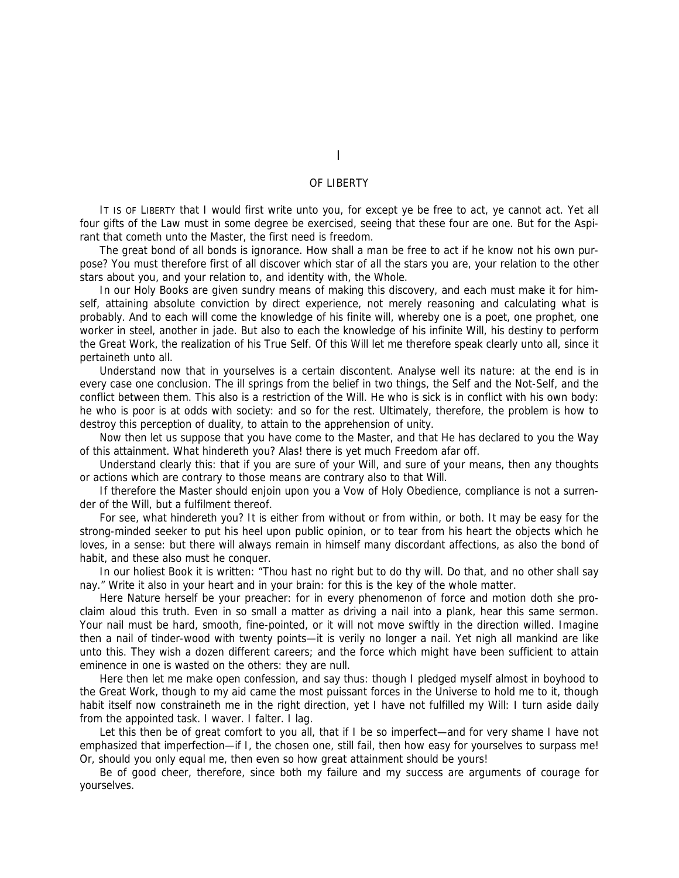# I

## OF LIBERTY

IT IS OF LIBERTY that I would first write unto you, for except ye be free to act, ye cannot act. Yet all four gifts of the Law must in some degree be exercised, seeing that these four are one. But for the Aspirant that cometh unto the Master, the first need is freedom.

The great bond of all bonds is ignorance. How shall a man be free to act if he know not his own purpose? You must therefore first of all discover which star of all the stars you are, your relation to the other stars about you, and your relation to, and identity with, the Whole.

In our Holy Books are given sundry means of making this discovery, and each must make it for himself, attaining absolute conviction by direct experience, not merely reasoning and calculating what is probably. And to each will come the knowledge of his finite will, whereby one is a poet, one prophet, one worker in steel, another in jade. But also to each the knowledge of his infinite Will, his destiny to perform the Great Work, the realization of his True Self. Of this Will let me therefore speak clearly unto all, since it pertaineth unto all.

Understand now that in yourselves is a certain discontent. Analyse well its nature: at the end is in every case one conclusion. The ill springs from the belief in two things, the Self and the Not-Self, and the conflict between them. This also is a restriction of the Will. He who is sick is in conflict with his own body: he who is poor is at odds with society: and so for the rest. Ultimately, therefore, the problem is how to destroy this perception of duality, to attain to the apprehension of unity.

Now then let us suppose that you have come to the Master, and that He has declared to you the Way of this attainment. What hindereth you? Alas! there is yet much Freedom afar off.

Understand clearly this: that if you are sure of your Will, and sure of your means, then any thoughts or actions which are contrary to those means are contrary also to that Will.

If therefore the Master should enjoin upon you a Vow of Holy Obedience, compliance is not a surrender of the Will, but a fulfilment thereof.

For see, what hindereth you? It is either from without or from within, or both. It may be easy for the strong-minded seeker to put his heel upon public opinion, or to tear from his heart the objects which he loves, in a sense: but there will always remain in himself many discordant affections, as also the bond of habit, and these also must he conquer.

In our holiest Book it is written: "Thou hast no right but to do thy will. Do that, and no other shall say nay." Write it also in your heart and in your brain: for this is the key of the whole matter.

Here Nature herself be your preacher: for in every phenomenon of force and motion doth she proclaim aloud this truth. Even in so small a matter as driving a nail into a plank, hear this same sermon. Your nail must be hard, smooth, fine-pointed, or it will not move swiftly in the direction willed. Imagine then a nail of tinder-wood with twenty points—it is verily no longer a nail. Yet nigh all mankind are like unto this. They wish a dozen different careers; and the force which might have been sufficient to attain eminence in one is wasted on the others: they are null.

Here then let me make open confession, and say thus: though I pledged myself almost in boyhood to the Great Work, though to my aid came the most puissant forces in the Universe to hold me to it, though habit itself now constraineth me in the right direction, yet I have not fulfilled my Will: I turn aside daily from the appointed task. I waver. I falter. I lag.

Let this then be of great comfort to you all, that if I be so imperfect—and for very shame I have not emphasized that imperfection—if I, the chosen one, still fail, then how easy for yourselves to surpass me! Or, should you only equal me, then even so how great attainment should be yours!

Be of good cheer, therefore, since both my failure and my success are arguments of courage for yourselves.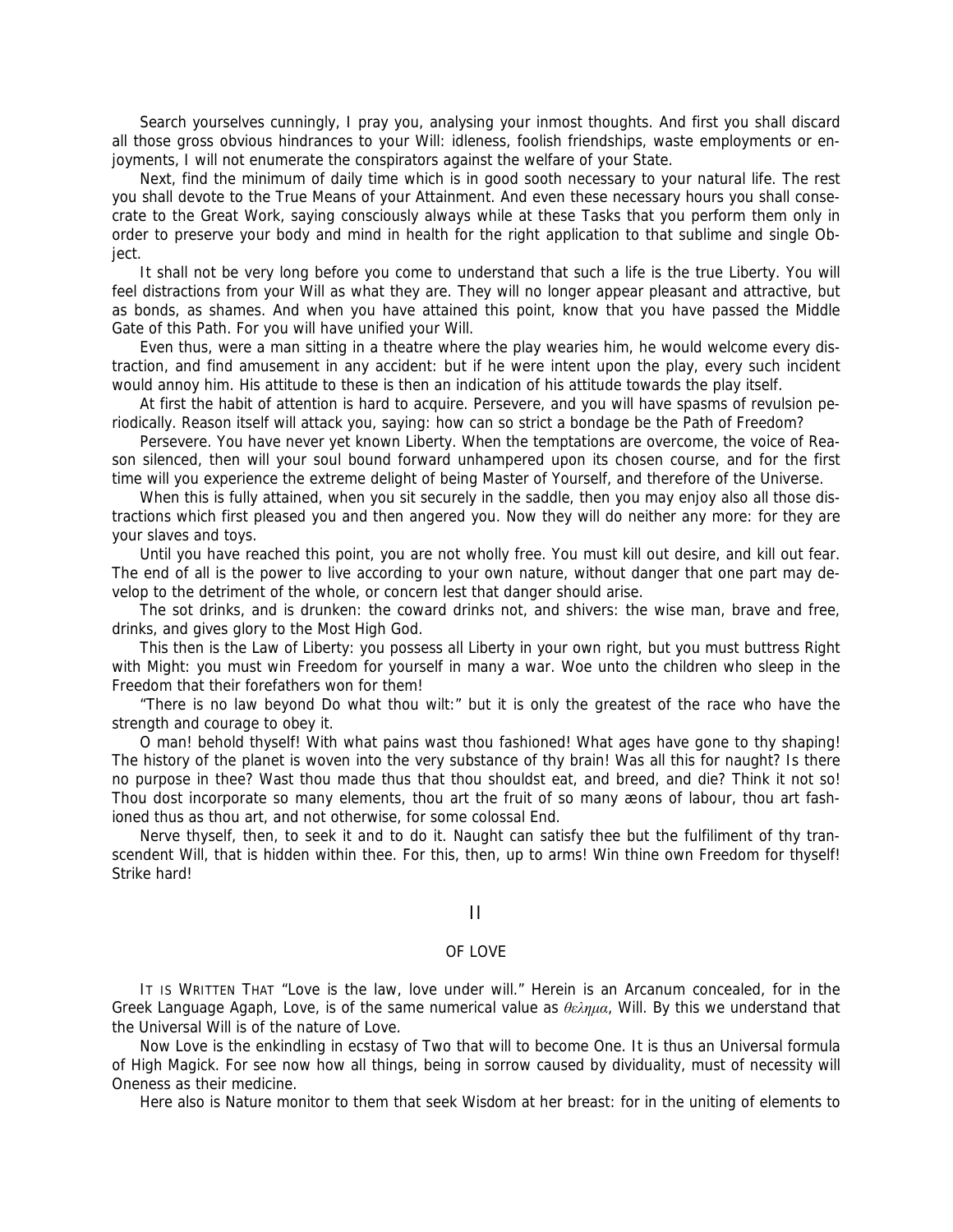Search yourselves cunningly, I pray you, analysing your inmost thoughts. And first you shall discard all those gross obvious hindrances to your Will: idleness, foolish friendships, waste employments or enjoyments, I will not enumerate the conspirators against the welfare of your State.

Next, find the minimum of daily time which is in good sooth necessary to your natural life. The rest you shall devote to the True Means of your Attainment. And even these necessary hours you shall consecrate to the Great Work, saying consciously always while at these Tasks that you perform them only in order to preserve your body and mind in health for the right application to that sublime and single Object.

It shall not be very long before you come to understand that such a life is the true Liberty. You will feel distractions from your Will as what they are. They will no longer appear pleasant and attractive, but as bonds, as shames. And when you have attained this point, know that you have passed the Middle Gate of this Path. For you will have unified your Will.

Even thus, were a man sitting in a theatre where the play wearies him, he would welcome every distraction, and find amusement in any accident: but if he were intent upon the play, every such incident would annoy him. His attitude to these is then an indication of his attitude towards the play itself.

At first the habit of attention is hard to acquire. Persevere, and you will have spasms of revulsion periodically. Reason itself will attack you, saying: how can so strict a bondage be the Path of Freedom?

Persevere. You have never yet known Liberty. When the temptations are overcome, the voice of Reason silenced, then will your soul bound forward unhampered upon its chosen course, and for the first time will you experience the extreme delight of being Master of Yourself, and therefore of the Universe.

When this is fully attained, when you sit securely in the saddle, then you may enjoy also all those distractions which first pleased you and then angered you. Now they will do neither any more: for they are your slaves and toys.

Until you have reached this point, you are not wholly free. You must kill out desire, and kill out fear. The end of all is the power to live according to your own nature, without danger that one part may develop to the detriment of the whole, or concern lest that danger should arise.

The sot drinks, and is drunken: the coward drinks not, and shivers: the wise man, brave and free, drinks, and gives glory to the Most High God.

This then is the Law of Liberty: you possess all Liberty in your own right, but you must buttress Right with Might: you must win Freedom for yourself in many a war. Woe unto the children who sleep in the Freedom that their forefathers won for them!

"There is no law beyond Do what thou wilt:" but it is only the greatest of the race who have the strength and courage to obey it.

O man! behold thyself! With what pains wast thou fashioned! What ages have gone to thy shaping! The history of the planet is woven into the very substance of thy brain! Was all this for naught? Is there no purpose in thee? Wast thou made thus that thou shouldst eat, and breed, and die? Think it not so! Thou dost incorporate so many elements, thou art the fruit of so many æons of labour, thou art fashioned thus as thou art, and not otherwise, for some colossal End.

Nerve thyself, then, to seek it and to do it. Naught can satisfy thee but the fulfiliment of thy transcendent Will, that is hidden within thee. For this, then, up to arms! Win thine own Freedom for thyself! Strike hard!

## II

### OF LOVE

IT IS WRITTEN THAT "Love is the law, love under will." Herein is an Arcanum concealed, for in the Greek Language Agaph, Love, is of the same numerical value as *θελημα*, Will. By this we understand that the Universal Will is of the nature of Love.

Now Love is the enkindling in ecstasy of Two that will to become One. It is thus an Universal formula of High Magick. For see now how all things, being in sorrow caused by dividuality, must of necessity will Oneness as their medicine.

Here also is Nature monitor to them that seek Wisdom at her breast: for in the uniting of elements to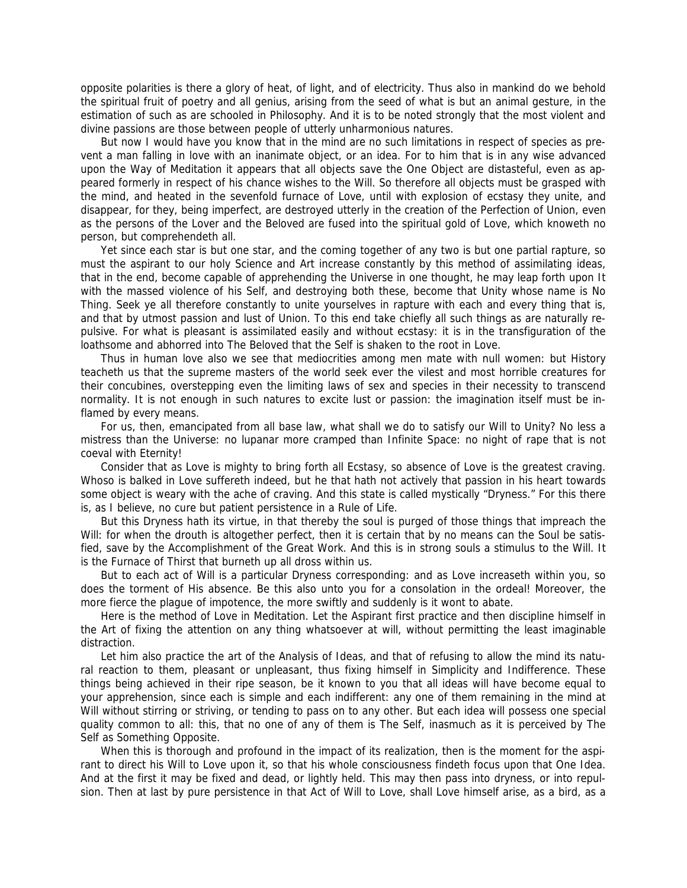opposite polarities is there a glory of heat, of light, and of electricity. Thus also in mankind do we behold the spiritual fruit of poetry and all genius, arising from the seed of what is but an animal gesture, in the estimation of such as are schooled in Philosophy. And it is to be noted strongly that the most violent and divine passions are those between people of utterly unharmonious natures.

But now I would have you know that in the mind are no such limitations in respect of species as prevent a man falling in love with an inanimate object, or an idea. For to him that is in any wise advanced upon the Way of Meditation it appears that all objects save the One Object are distasteful, even as appeared formerly in respect of his chance wishes to the Will. So therefore all objects must be grasped with the mind, and heated in the sevenfold furnace of Love, until with explosion of ecstasy they unite, and disappear, for they, being imperfect, are destroyed utterly in the creation of the Perfection of Union, even as the persons of the Lover and the Beloved are fused into the spiritual gold of Love, which knoweth no person, but comprehendeth all.

Yet since each star is but one star, and the coming together of any two is but one partial rapture, so must the aspirant to our holy Science and Art increase constantly by this method of assimilating ideas, that in the end, become capable of apprehending the Universe in one thought, he may leap forth upon It with the massed violence of his Self, and destroying both these, become that Unity whose name is No Thing. Seek ye all therefore constantly to unite yourselves in rapture with each and every thing that is, and that by utmost passion and lust of Union. To this end take chiefly all such things as are naturally repulsive. For what is pleasant is assimilated easily and without ecstasy: it is in the transfiguration of the loathsome and abhorred into The Beloved that the Self is shaken to the root in Love.

Thus in human love also we see that mediocrities among men mate with null women: but History teacheth us that the supreme masters of the world seek ever the vilest and most horrible creatures for their concubines, overstepping even the limiting laws of sex and species in their necessity to transcend normality. It is not enough in such natures to excite lust or passion: the imagination itself must be inflamed by every means.

For us, then, emancipated from all base law, what shall we do to satisfy our Will to Unity? No less a mistress than the Universe: no lupanar more cramped than Infinite Space: no night of rape that is not coeval with Eternity!

Consider that as Love is mighty to bring forth all Ecstasy, so absence of Love is the greatest craving. Whoso is balked in Love suffereth indeed, but he that hath not actively that passion in his heart towards some object is weary with the ache of craving. And this state is called mystically "Dryness." For this there is, as I believe, no cure but patient persistence in a Rule of Life.

But this Dryness hath its virtue, in that thereby the soul is purged of those things that impreach the Will: for when the drouth is altogether perfect, then it is certain that by no means can the Soul be satisfied, save by the Accomplishment of the Great Work. And this is in strong souls a stimulus to the Will. It is the Furnace of Thirst that burneth up all dross within us.

But to each act of Will is a particular Dryness corresponding: and as Love increaseth within you, so does the torment of His absence. Be this also unto you for a consolation in the ordeal! Moreover, the more fierce the plague of impotence, the more swiftly and suddenly is it wont to abate.

Here is the method of Love in Meditation. Let the Aspirant first practice and then discipline himself in the Art of fixing the attention on any thing whatsoever at will, without permitting the least imaginable distraction.

Let him also practice the art of the Analysis of Ideas, and that of refusing to allow the mind its natural reaction to them, pleasant or unpleasant, thus fixing himself in Simplicity and Indifference. These things being achieved in their ripe season, be it known to you that all ideas will have become equal to your apprehension, since each is simple and each indifferent: any one of them remaining in the mind at Will without stirring or striving, or tending to pass on to any other. But each idea will possess one special quality common to all: this, that no one of any of them is The Self, inasmuch as it is perceived by The Self as Something Opposite.

When this is thorough and profound in the impact of its realization, then is the moment for the aspirant to direct his Will to Love upon it, so that his whole consciousness findeth focus upon that One Idea. And at the first it may be fixed and dead, or lightly held. This may then pass into dryness, or into repulsion. Then at last by pure persistence in that Act of Will to Love, shall Love himself arise, as a bird, as a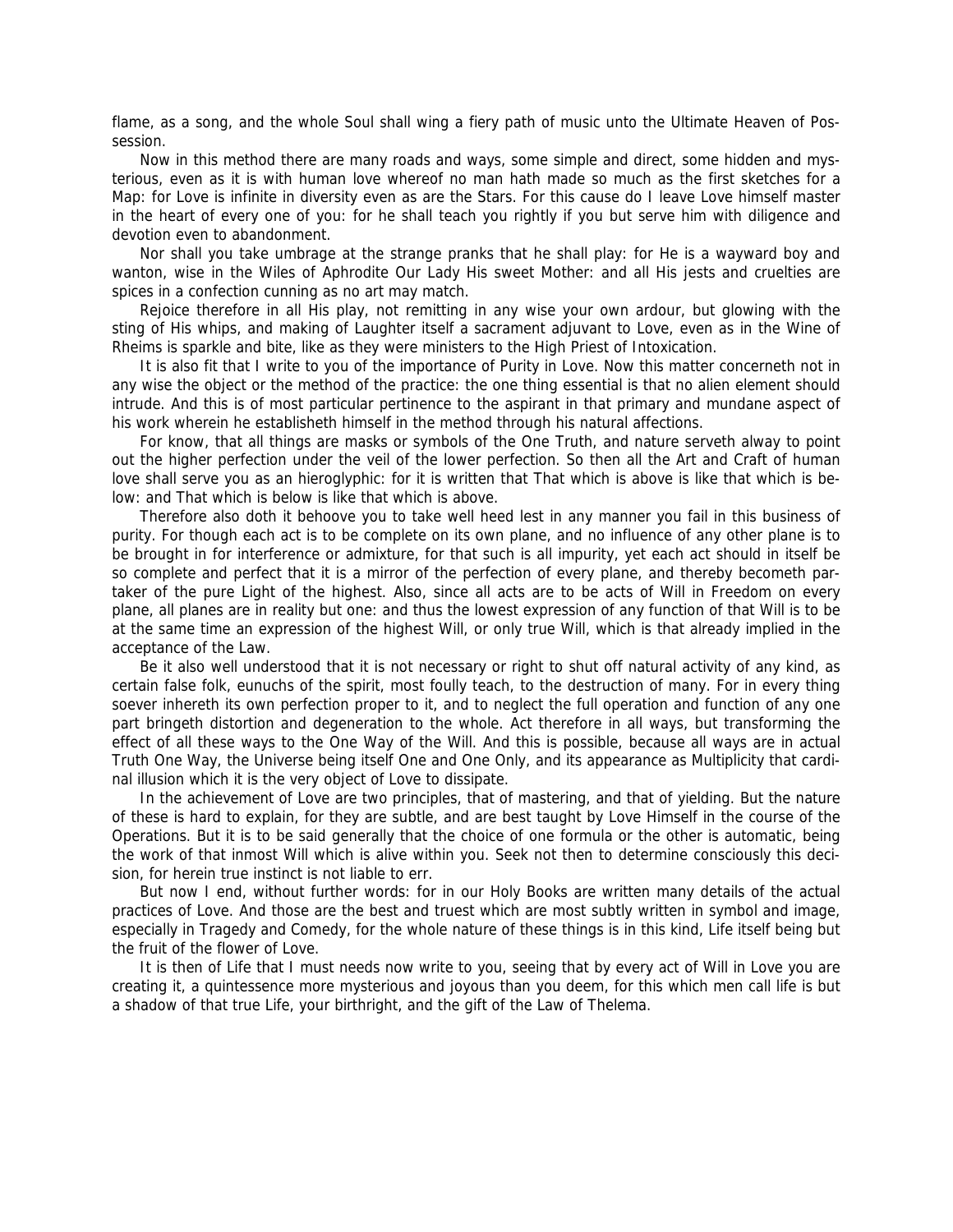flame, as a song, and the whole Soul shall wing a fiery path of music unto the Ultimate Heaven of Possession.

Now in this method there are many roads and ways, some simple and direct, some hidden and mysterious, even as it is with human love whereof no man hath made so much as the first sketches for a Map: for Love is infinite in diversity even as are the Stars. For this cause do I leave Love himself master in the heart of every one of you: for he shall teach you rightly if you but serve him with diligence and devotion even to abandonment.

Nor shall you take umbrage at the strange pranks that he shall play: for He is a wayward boy and wanton, wise in the Wiles of Aphrodite Our Lady His sweet Mother: and all His jests and cruelties are spices in a confection cunning as no art may match.

Rejoice therefore in all His play, not remitting in any wise your own ardour, but glowing with the sting of His whips, and making of Laughter itself a sacrament adjuvant to Love, even as in the Wine of Rheims is sparkle and bite, like as they were ministers to the High Priest of Intoxication.

It is also fit that I write to you of the importance of Purity in Love. Now this matter concerneth not in any wise the object or the method of the practice: the one thing essential is that no alien element should intrude. And this is of most particular pertinence to the aspirant in that primary and mundane aspect of his work wherein he establisheth himself in the method through his natural affections.

For know, that all things are masks or symbols of the One Truth, and nature serveth alway to point out the higher perfection under the veil of the lower perfection. So then all the Art and Craft of human love shall serve you as an hieroglyphic: for it is written that That which is above is like that which is below: and That which is below is like that which is above.

Therefore also doth it behoove you to take well heed lest in any manner you fail in this business of purity. For though each act is to be complete on its own plane, and no influence of any other plane is to be brought in for interference or admixture, for that such is all impurity, yet each act should in itself be so complete and perfect that it is a mirror of the perfection of every plane, and thereby becometh partaker of the pure Light of the highest. Also, since all acts are to be acts of Will in Freedom on every plane, all planes are in reality but one: and thus the lowest expression of any function of that Will is to be at the same time an expression of the highest Will, or only true Will, which is that already implied in the acceptance of the Law.

Be it also well understood that it is not necessary or right to shut off natural activity of any kind, as certain false folk, eunuchs of the spirit, most foully teach, to the destruction of many. For in every thing soever inhereth its own perfection proper to it, and to neglect the full operation and function of any one part bringeth distortion and degeneration to the whole. Act therefore in all ways, but transforming the effect of all these ways to the One Way of the Will. And this is possible, because all ways are in actual Truth One Way, the Universe being itself One and One Only, and its appearance as Multiplicity that cardinal illusion which it is the very object of Love to dissipate.

In the achievement of Love are two principles, that of mastering, and that of yielding. But the nature of these is hard to explain, for they are subtle, and are best taught by Love Himself in the course of the Operations. But it is to be said generally that the choice of one formula or the other is automatic, being the work of that inmost Will which is alive within you. Seek not then to determine consciously this decision, for herein true instinct is not liable to err.

But now I end, without further words: for in our Holy Books are written many details of the actual practices of Love. And those are the best and truest which are most subtly written in symbol and image, especially in Tragedy and Comedy, for the whole nature of these things is in this kind, Life itself being but the fruit of the flower of Love.

It is then of Life that I must needs now write to you, seeing that by every act of Will in Love you are creating it, a quintessence more mysterious and joyous than you deem, for this which men call life is but a shadow of that true Life, your birthright, and the gift of the Law of Thelema.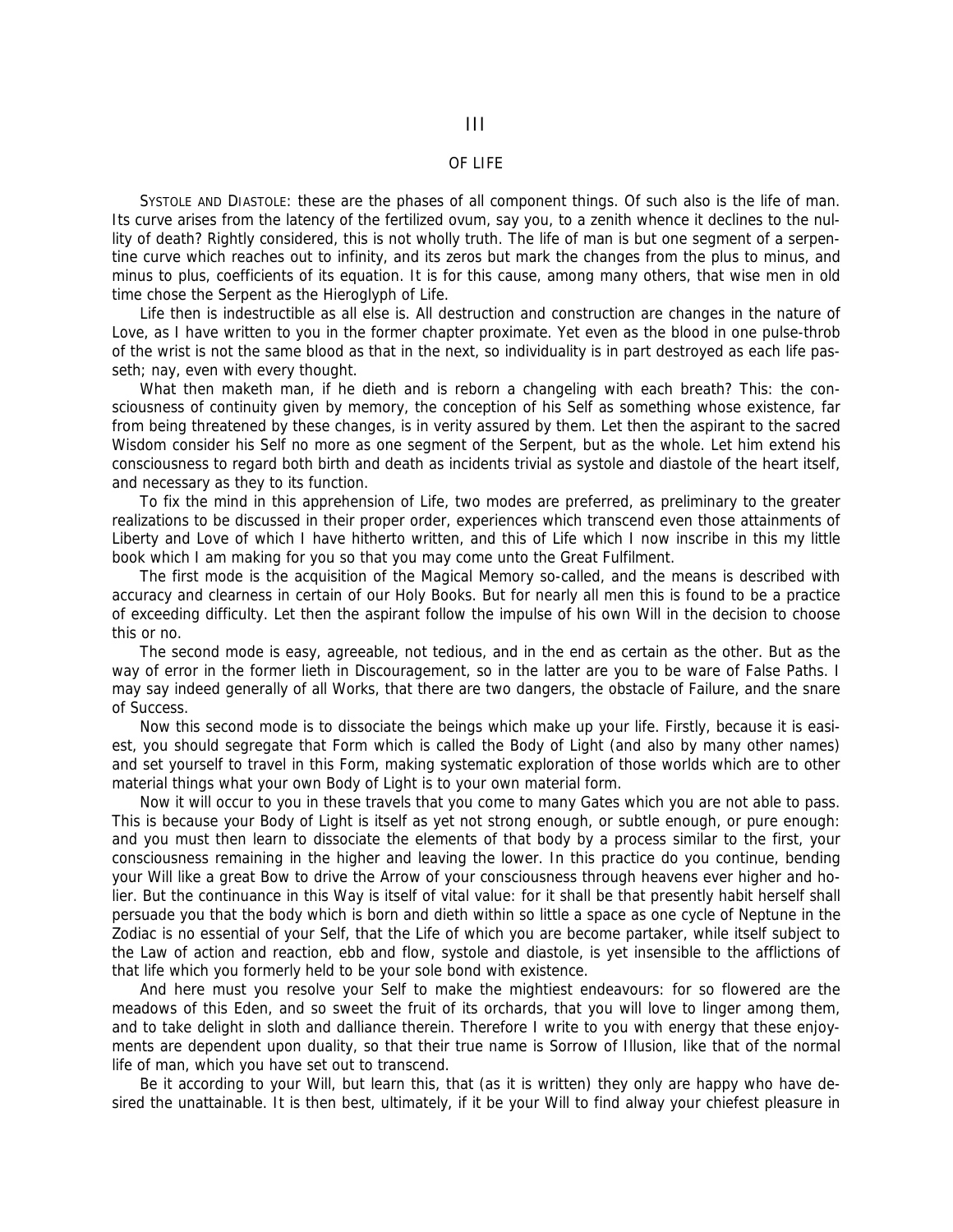## III

## OF LIFE

SYSTOLE AND DIASTOLE: these are the phases of all component things. Of such also is the life of man. Its curve arises from the latency of the fertilized ovum, say you, to a zenith whence it declines to the nullity of death? Rightly considered, this is not wholly truth. The life of man is but one segment of a serpentine curve which reaches out to infinity, and its zeros but mark the changes from the plus to minus, and minus to plus, coefficients of its equation. It is for this cause, among many others, that wise men in old time chose the Serpent as the Hieroglyph of Life.

Life then is indestructible as all else is. All destruction and construction are changes in the nature of Love, as I have written to you in the former chapter proximate. Yet even as the blood in one pulse-throb of the wrist is not the same blood as that in the next, so individuality is in part destroyed as each life passeth; nay, even with every thought.

What then maketh man, if he dieth and is reborn a changeling with each breath? This: the consciousness of continuity given by memory, the conception of his Self as something whose existence, far from being threatened by these changes, is in verity assured by them. Let then the aspirant to the sacred Wisdom consider his Self no more as one segment of the Serpent, but as the whole. Let him extend his consciousness to regard both birth and death as incidents trivial as systole and diastole of the heart itself, and necessary as they to its function.

To fix the mind in this apprehension of Life, two modes are preferred, as preliminary to the greater realizations to be discussed in their proper order, experiences which transcend even those attainments of Liberty and Love of which I have hitherto written, and this of Life which I now inscribe in this my little book which I am making for you so that you may come unto the Great Fulfilment.

The first mode is the acquisition of the Magical Memory so-called, and the means is described with accuracy and clearness in certain of our Holy Books. But for nearly all men this is found to be a practice of exceeding difficulty. Let then the aspirant follow the impulse of his own Will in the decision to choose this or no.

The second mode is easy, agreeable, not tedious, and in the end as certain as the other. But as the way of error in the former lieth in Discouragement, so in the latter are you to be ware of False Paths. I may say indeed generally of all Works, that there are two dangers, the obstacle of Failure, and the snare of Success.

Now this second mode is to dissociate the beings which make up your life. Firstly, because it is easiest, you should segregate that Form which is called the Body of Light (and also by many other names) and set yourself to travel in this Form, making systematic exploration of those worlds which are to other material things what your own Body of Light is to your own material form.

Now it will occur to you in these travels that you come to many Gates which you are not able to pass. This is because your Body of Light is itself as yet not strong enough, or subtle enough, or pure enough: and you must then learn to dissociate the elements of that body by a process similar to the first, your consciousness remaining in the higher and leaving the lower. In this practice do you continue, bending your Will like a great Bow to drive the Arrow of your consciousness through heavens ever higher and holier. But the continuance in this Way is itself of vital value: for it shall be that presently habit herself shall persuade you that the body which is born and dieth within so little a space as one cycle of Neptune in the Zodiac is no essential of your Self, that the Life of which you are become partaker, while itself subject to the Law of action and reaction, ebb and flow, systole and diastole, is yet insensible to the afflictions of that life which you formerly held to be your sole bond with existence.

And here must you resolve your Self to make the mightiest endeavours: for so flowered are the meadows of this Eden, and so sweet the fruit of its orchards, that you will love to linger among them, and to take delight in sloth and dalliance therein. Therefore I write to you with energy that these enjoyments are dependent upon duality, so that their true name is Sorrow of Illusion, like that of the normal life of man, which you have set out to transcend.

Be it according to your Will, but learn this, that (as it is written) they only are happy who have desired the unattainable. It is then best, ultimately, if it be your Will to find alway your chiefest pleasure in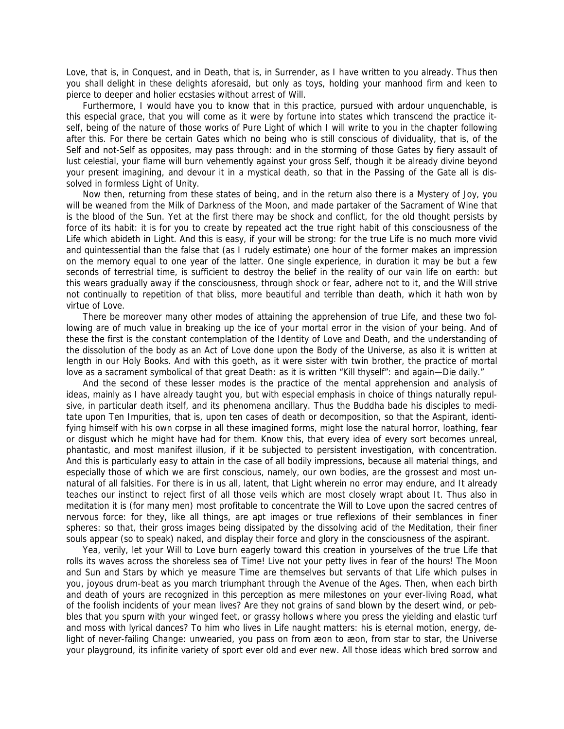Love, that is, in Conquest, and in Death, that is, in Surrender, as I have written to you already. Thus then you shall delight in these delights aforesaid, but only as toys, holding your manhood firm and keen to pierce to deeper and holier ecstasies without arrest of Will.

Furthermore, I would have you to know that in this practice, pursued with ardour unquenchable, is this especial grace, that you will come as it were by fortune into states which transcend the practice itself, being of the nature of those works of Pure Light of which I will write to you in the chapter following after this. For there be certain Gates which no being who is still conscious of dividuality, that is, of the Self and not-Self as opposites, may pass through: and in the storming of those Gates by fiery assault of lust celestial, your flame will burn vehemently against your gross Self, though it be already divine beyond your present imagining, and devour it in a mystical death, so that in the Passing of the Gate all is dissolved in formless Light of Unity.

Now then, returning from these states of being, and in the return also there is a Mystery of Joy, you will be weaned from the Milk of Darkness of the Moon, and made partaker of the Sacrament of Wine that is the blood of the Sun. Yet at the first there may be shock and conflict, for the old thought persists by force of its habit: it is for you to create by repeated act the true right habit of this consciousness of the Life which abideth in Light. And this is easy, if your will be strong: for the true Life is no much more vivid and quintessential than the false that (as I rudely estimate) one hour of the former makes an impression on the memory equal to one year of the latter. One single experience, in duration it may be but a few seconds of terrestrial time, is sufficient to destroy the belief in the reality of our vain life on earth: but this wears gradually away if the consciousness, through shock or fear, adhere not to it, and the Will strive not continually to repetition of that bliss, more beautiful and terrible than death, which it hath won by virtue of Love.

There be moreover many other modes of attaining the apprehension of true Life, and these two following are of much value in breaking up the ice of your mortal error in the vision of your being. And of these the first is the constant contemplation of the Identity of Love and Death, and the understanding of the dissolution of the body as an Act of Love done upon the Body of the Universe, as also it is written at length in our Holy Books. And with this goeth, as it were sister with twin brother, the practice of mortal love as a sacrament symbolical of that great Death: as it is written "Kill thyself": and again—Die daily."

And the second of these lesser modes is the practice of the mental apprehension and analysis of ideas, mainly as I have already taught you, but with especial emphasis in choice of things naturally repulsive, in particular death itself, and its phenomena ancillary. Thus the Buddha bade his disciples to meditate upon Ten Impurities, that is, upon ten cases of death or decomposition, so that the Aspirant, identifying himself with his own corpse in all these imagined forms, might lose the natural horror, loathing, fear or disgust which he might have had for them. Know this, that every idea of every sort becomes unreal, phantastic, and most manifest illusion, if it be subjected to persistent investigation, with concentration. And this is particularly easy to attain in the case of all bodily impressions, because all material things, and especially those of which we are first conscious, namely, our own bodies, are the grossest and most unnatural of all falsities. For there is in us all, latent, that Light wherein no error may endure, and It already teaches our instinct to reject first of all those veils which are most closely wrapt about It. Thus also in meditation it is (for many men) most profitable to concentrate the Will to Love upon the sacred centres of nervous force: for they, like all things, are apt images or true reflexions of their semblances in finer spheres: so that, their gross images being dissipated by the dissolving acid of the Meditation, their finer souls appear (so to speak) naked, and display their force and glory in the consciousness of the aspirant.

Yea, verily, let your Will to Love burn eagerly toward this creation in yourselves of the true Life that rolls its waves across the shoreless sea of Time! Live not your petty lives in fear of the hours! The Moon and Sun and Stars by which ye measure Time are themselves but servants of that Life which pulses in you, joyous drum-beat as you march triumphant through the Avenue of the Ages. Then, when each birth and death of yours are recognized in this perception as mere milestones on your ever-living Road, what of the foolish incidents of your mean lives? Are they not grains of sand blown by the desert wind, or pebbles that you spurn with your winged feet, or grassy hollows where you press the yielding and elastic turf and moss with lyrical dances? To him who lives in Life naught matters: his is eternal motion, energy, delight of never-failing Change: unwearied, you pass on from æon to æon, from star to star, the Universe your playground, its infinite variety of sport ever old and ever new. All those ideas which bred sorrow and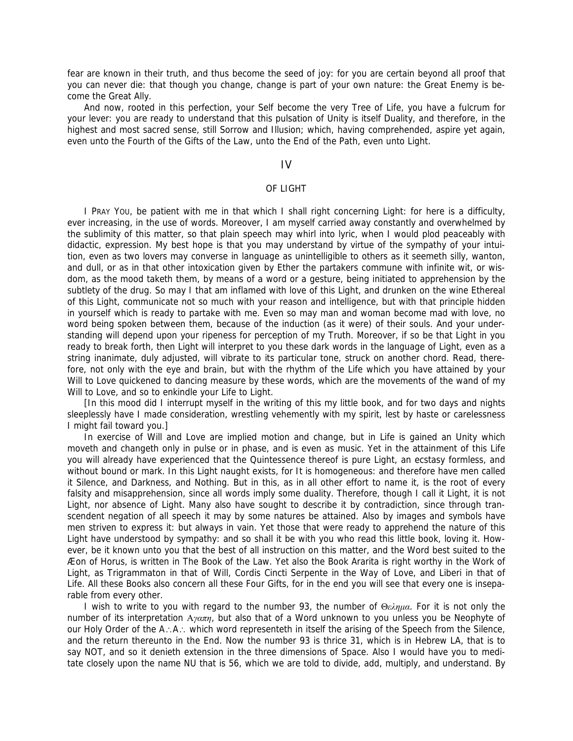fear are known in their truth, and thus become the seed of joy: for you are certain beyond all proof that you can never die: that though you change, change is part of your own nature: the Great Enemy is become the Great Ally.

And now, rooted in this perfection, your Self become the very Tree of Life, you have a fulcrum for your lever: you are ready to understand that this pulsation of Unity is itself Duality, and therefore, in the highest and most sacred sense, still Sorrow and Illusion; which, having comprehended, aspire yet again, even unto the Fourth of the Gifts of the Law, unto the End of the Path, even unto Light.

## IV

### OF LIGHT

I PRAY YOU, be patient with me in that which I shall right concerning Light: for here is a difficulty, ever increasing, in the use of words. Moreover, I am myself carried away constantly and overwhelmed by the sublimity of this matter, so that plain speech may whirl into lyric, when I would plod peaceably with didactic, expression. My best hope is that you may understand by virtue of the sympathy of your intuition, even as two lovers may converse in language as unintelligible to others as it seemeth silly, wanton, and dull, or as in that other intoxication given by Ether the partakers commune with infinite wit, or wisdom, as the mood taketh them, by means of a word or a gesture, being initiated to apprehension by the subtlety of the drug. So may I that am inflamed with love of this Light, and drunken on the wine Ethereal of this Light, communicate not so much with your reason and intelligence, but with that principle hidden in yourself which is ready to partake with me. Even so may man and woman become mad with love, no word being spoken between them, because of the induction (as it were) of their souls. And your understanding will depend upon your ripeness for perception of my Truth. Moreover, if so be that Light in you ready to break forth, then Light will interpret to you these dark words in the language of Light, even as a string inanimate, duly adjusted, will vibrate to its particular tone, struck on another chord. Read, therefore, not only with the eye and brain, but with the rhythm of the Life which you have attained by your Will to Love quickened to dancing measure by these words, which are the movements of the wand of my Will to Love, and so to enkindle your Life to Light.

[In this mood did I interrupt myself in the writing of this my little book, and for two days and nights sleeplessly have I made consideration, wrestling vehemently with my spirit, lest by haste or carelessness I might fail toward you.]

In exercise of Will and Love are implied motion and change, but in Life is gained an Unity which moveth and changeth only in pulse or in phase, and is even as music. Yet in the attainment of this Life you will already have experienced that the Quintessence thereof is pure Light, an ecstasy formless, and without bound or mark. In this Light naught exists, for It is homogeneous: and therefore have men called it Silence, and Darkness, and Nothing. But in this, as in all other effort to name it, is the root of every falsity and misapprehension, since all words imply some duality. Therefore, though I call it Light, it is not Light, nor absence of Light. Many also have sought to describe it by contradiction, since through transcendent negation of all speech it may by some natures be attained. Also by images and symbols have men striven to express it: but always in vain. Yet those that were ready to apprehend the nature of this Light have understood by sympathy: and so shall it be with you who read this little book, loving it. However, be it known unto you that the best of all instruction on this matter, and the Word best suited to the Æon of Horus, is written in The Book of the Law. Yet also the Book Ararita is right worthy in the Work of Light, as Trigrammaton in that of Will, Cordis Cincti Serpente in the Way of Love, and Liberi in that of Life. All these Books also concern all these Four Gifts, for in the end you will see that every one is inseparable from every other.

I wish to write to you with regard to the number 93, the number of *Θελημα*. For it is not only the number of its interpretation *Αγαπη*, but also that of a Word unknown to you unless you be Neophyte of our Holy Order of the A∴A∴ which word representeth in itself the arising of the Speech from the Silence, and the return thereunto in the End. Now the number 93 is thrice 31, which is in Hebrew LA, that is to say NOT, and so it denieth extension in the three dimensions of Space. Also I would have you to meditate closely upon the name NU that is 56, which we are told to divide, add, multiply, and understand. By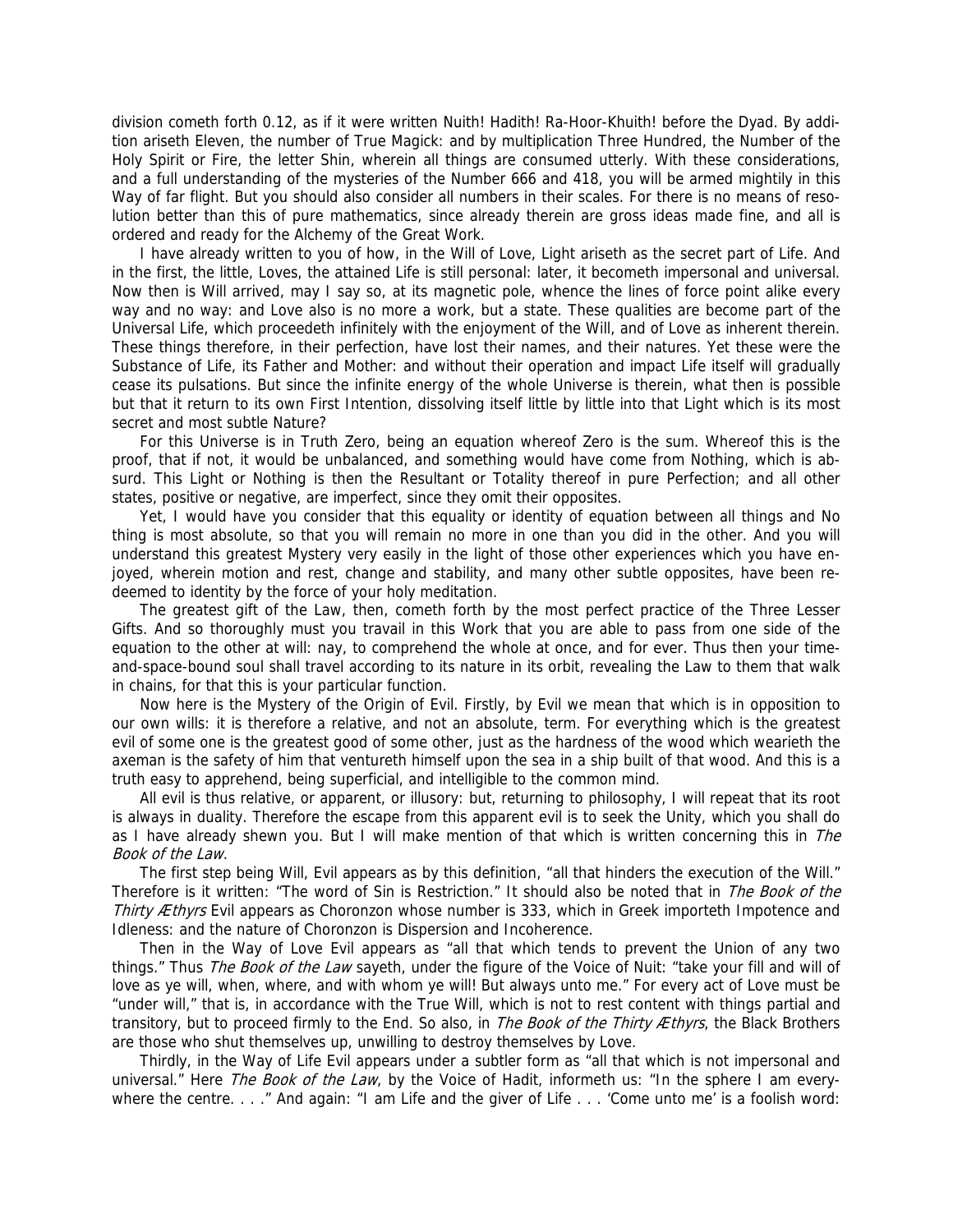division cometh forth 0.12, as if it were written Nuith! Hadith! Ra-Hoor-Khuith! before the Dyad. By addition ariseth Eleven, the number of True Magick: and by multiplication Three Hundred, the Number of the Holy Spirit or Fire, the letter Shin, wherein all things are consumed utterly. With these considerations, and a full understanding of the mysteries of the Number 666 and 418, you will be armed mightily in this Way of far flight. But you should also consider all numbers in their scales. For there is no means of resolution better than this of pure mathematics, since already therein are gross ideas made fine, and all is ordered and ready for the Alchemy of the Great Work.

I have already written to you of how, in the Will of Love, Light ariseth as the secret part of Life. And in the first, the little, Loves, the attained Life is still personal: later, it becometh impersonal and universal. Now then is Will arrived, may I say so, at its magnetic pole, whence the lines of force point alike every way and no way: and Love also is no more a work, but a state. These qualities are become part of the Universal Life, which proceedeth infinitely with the enjoyment of the Will, and of Love as inherent therein. These things therefore, in their perfection, have lost their names, and their natures. Yet these were the Substance of Life, its Father and Mother: and without their operation and impact Life itself will gradually cease its pulsations. But since the infinite energy of the whole Universe is therein, what then is possible but that it return to its own First Intention, dissolving itself little by little into that Light which is its most secret and most subtle Nature?

For this Universe is in Truth Zero, being an equation whereof Zero is the sum. Whereof this is the proof, that if not, it would be unbalanced, and something would have come from Nothing, which is absurd. This Light or Nothing is then the Resultant or Totality thereof in pure Perfection; and all other states, positive or negative, are imperfect, since they omit their opposites.

Yet, I would have you consider that this equality or identity of equation between all things and No thing is most absolute, so that you will remain no more in one than you did in the other. And you will understand this greatest Mystery very easily in the light of those other experiences which you have enjoyed, wherein motion and rest, change and stability, and many other subtle opposites, have been redeemed to identity by the force of your holy meditation.

The greatest gift of the Law, then, cometh forth by the most perfect practice of the Three Lesser Gifts. And so thoroughly must you travail in this Work that you are able to pass from one side of the equation to the other at will: nay, to comprehend the whole at once, and for ever. Thus then your time-and-space-bound soul shall travel according to its nature in its orbit, revealing the Law to them that walk in chains, for that this is your particular function.

Now here is the Mystery of the Origin of Evil. Firstly, by Evil we mean that which is in opposition to our own wills: it is therefore a relative, and not an absolute, term. For everything which is the greatest evil of some one is the greatest good of some other, just as the hardness of the wood which wearieth the axeman is the safety of him that ventureth himself upon the sea in a ship built of that wood. And this is a truth easy to apprehend, being superficial, and intelligible to the common mind.

All evil is thus relative, or apparent, or illusory: but, returning to philosophy, I will repeat that its root is always in duality. Therefore the escape from this apparent evil is to seek the Unity, which you shall do as I have already shewn you. But I will make mention of that which is written concerning this in *The Book of the Law*.

The first step being Will, Evil appears as by this definition, "all that hinders the execution of the Will." Therefore is it written: "The word of Sin is Restriction." It should also be noted that in *The Book of the Thirty Æthyrs* Evil appears as Choronzon whose number is 333, which in Greek importeth Impotence and Idleness: and the nature of Choronzon is Dispersion and Incoherence.

Then in the Way of Love Evil appears as "all that which tends to prevent the Union of any two things." Thus *The Book of the Law* sayeth, under the figure of the Voice of Nuit: "take your fill and will of love as ye will, when, where, and with whom ye will! But always unto me." For every act of Love must be "under will," that is, in accordance with the True Will, which is not to rest content with things partial and transitory, but to proceed firmly to the End. So also, in *The Book of the Thirty Æthyrs*, the Black Brothers are those who shut themselves up, unwilling to destroy themselves by Love.

Thirdly, in the Way of Life Evil appears under a subtler form as "all that which is not impersonal and universal." Here *The Book of the Law*, by the Voice of Hadit, informeth us: "In the sphere I am everywhere the centre. . . ." And again: "I am Life and the giver of Life . . . 'Come unto me' is a foolish word: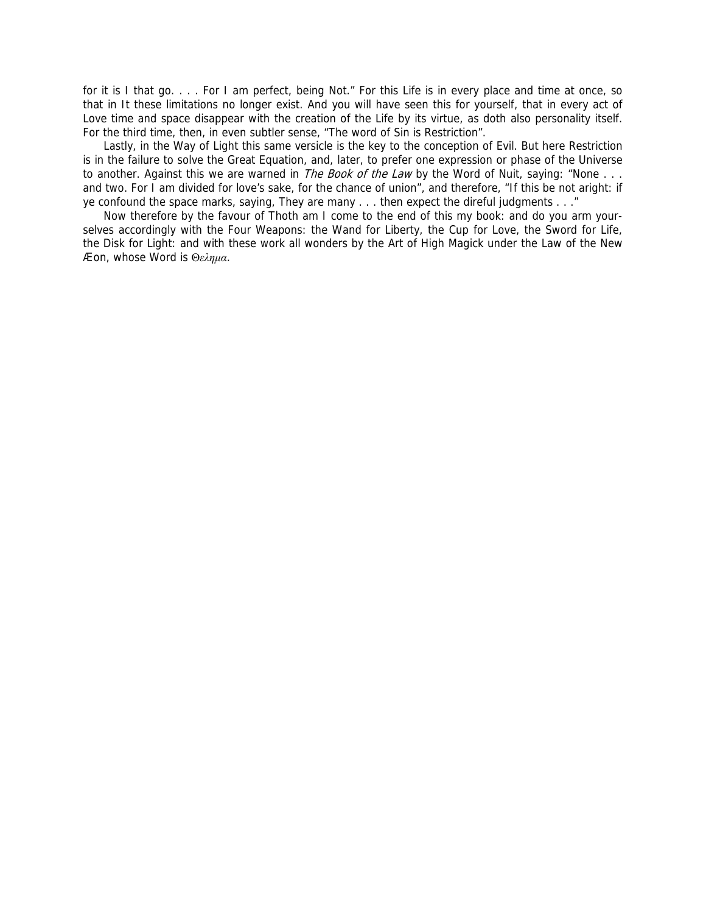for it is I that go. . . . For I am perfect, being Not." For this Life is in every place and time at once, so that in It these limitations no longer exist. And you will have seen this for yourself, that in every act of Love time and space disappear with the creation of the Life by its virtue, as doth also personality itself. For the third time, then, in even subtler sense, "The word of Sin is Restriction".

Lastly, in the Way of Light this same versicle is the key to the conception of Evil. But here Restriction is in the failure to solve the Great Equation, and, later, to prefer one expression or phase of the Universe to another. Against this we are warned in *The Book of the Law* by the Word of Nuit, saying: "None . . . and two. For I am divided for love's sake, for the chance of union", and therefore, "If this be not aright: if ye confound the space marks, saying, They are many . . . then expect the direful judgments . . ."

Now therefore by the favour of Thoth am I come to the end of this my book: and do you arm yourselves accordingly with the Four Weapons: the Wand for Liberty, the Cup for Love, the Sword for Life, the Disk for Light: and with these work all wonders by the Art of High Magick under the Law of the New Æon, whose Word is *Θελημα*.